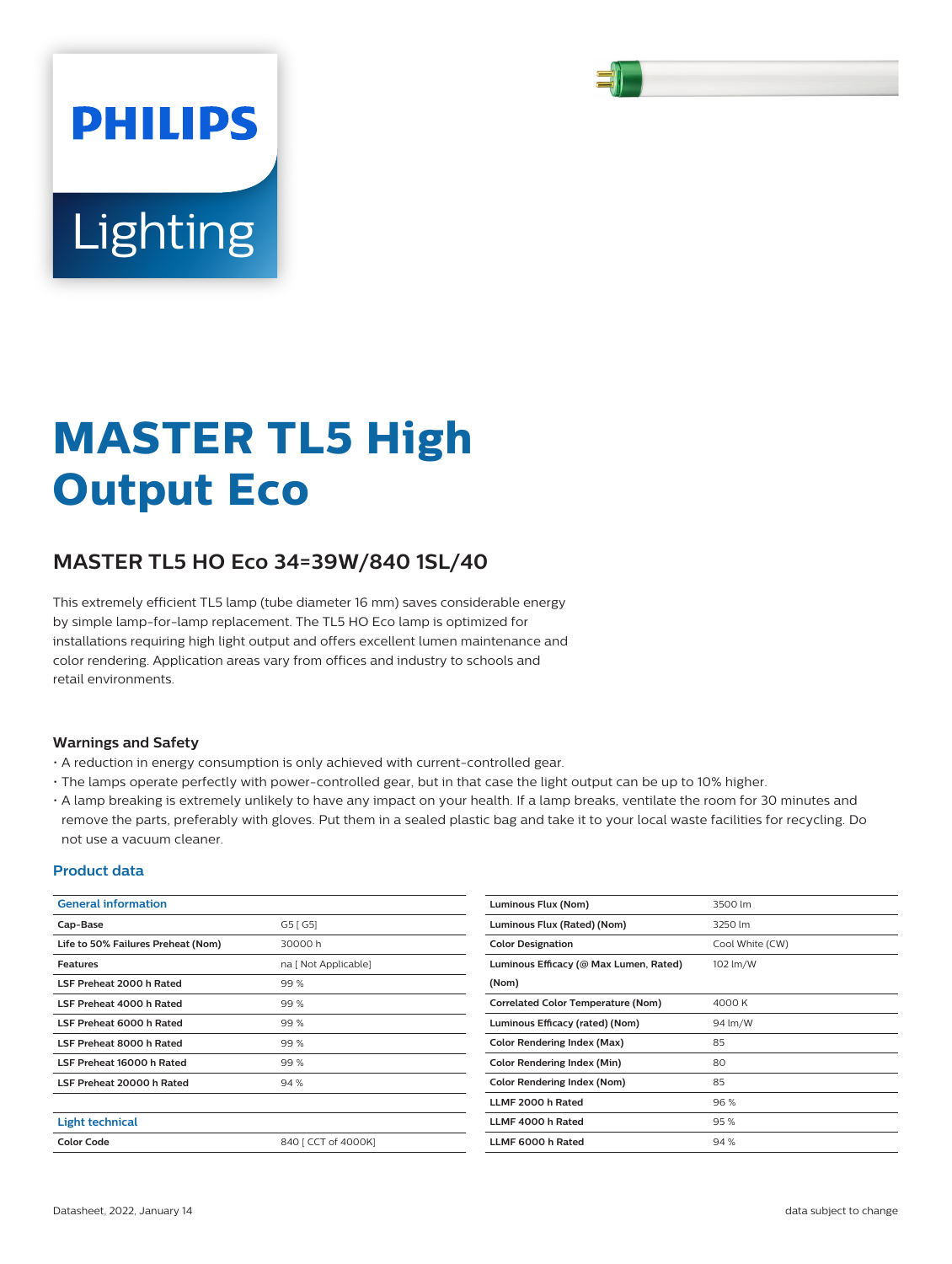# MASTER TL5 High Output Eco

## MASTER TL5 HO Eco 34=39W/840 1SL/40

This extremely efficient TL5 lamp (tube diameter 16 mm) saves considerable energy by simple lamp-for-lamp replacement. The TL5 HO Eco lamp is optimized for installations requiring high light output and offers excellent lumen maintenance and color rendering. Application areas vary from offices and industry to schools and retail environments.

### Warnings and Safety

- A reduction in energy consumption is only achieved with current-controlled gear.
- The lamps operate perfectly with power-controlled gear, but in that case the light output can be up to 10% higher.
- A lamp breaking is extremely unlikely to have any impact on your health. If a lamp breaks, ventilate the room for 30 minutes and remove the parts, preferably with gloves. Put them in a sealed plastic bag and take it to your local waste facilities for recycling. Do not use a vacuum cleaner.

### Product data

| General information | |
|---|---|
| Cap-Base | G5 [ G5] |
| Life to 50% Failures Preheat (Nom) | 30000 h |
| Features | na [ Not Applicable] |
| LSF Preheat 2000 h Rated | 99 % |
| LSF Preheat 4000 h Rated | 99 % |
| LSF Preheat 6000 h Rated | 99 % |
| LSF Preheat 8000 h Rated | 99 % |
| LSF Preheat 16000 h Rated | 99 % |
| LSF Preheat 20000 h Rated | 94 % |

| Light technical | |
|---|---|
| Color Code | 840 [ CCT of 4000K] |
| Luminous Flux (Nom) | 3500 lm |
| Luminous Flux (Rated) (Nom) | 3250 lm |
| Color Designation | Cool White (CW) |
| Luminous Efficacy (@ Max Lumen, Rated) (Nom) | 102 lm/W |
| Correlated Color Temperature (Nom) | 4000 K |
| Luminous Efficacy (rated) (Nom) | 94 lm/W |
| Color Rendering Index (Max) | 85 |
| Color Rendering Index (Min) | 80 |
| Color Rendering Index (Nom) | 85 |
| LLMF 2000 h Rated | 96 % |
| LLMF 4000 h Rated | 95 % |
| LLMF 6000 h Rated | 94 % |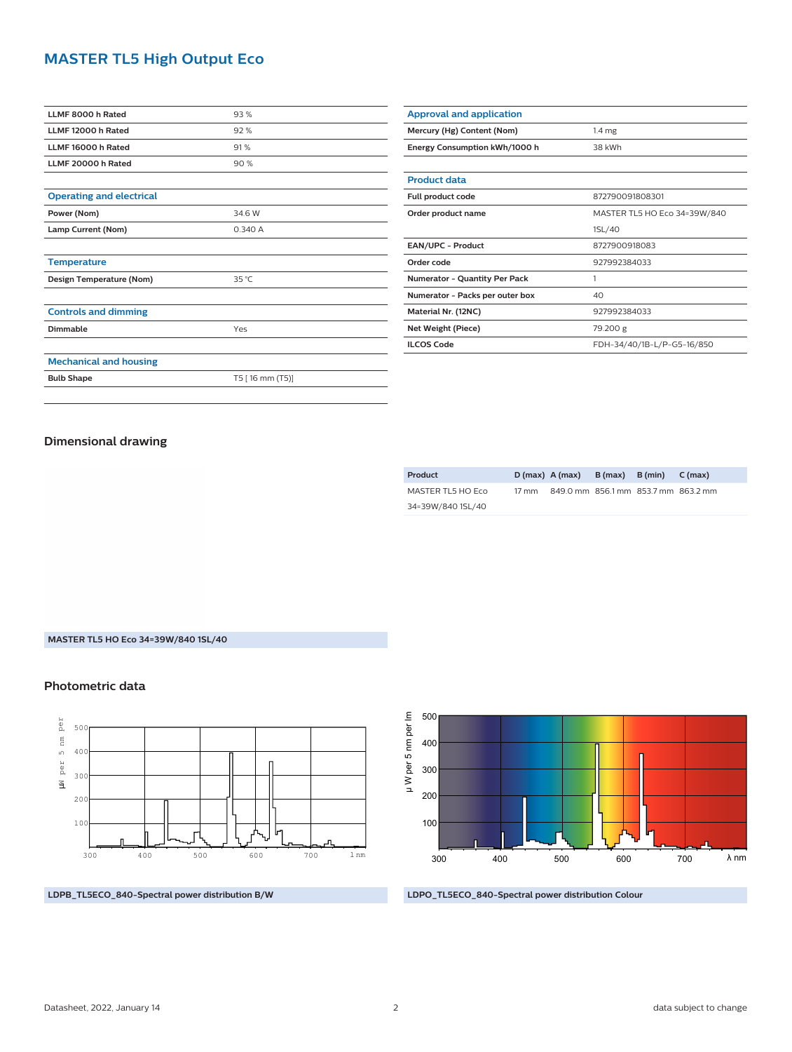# MASTER TL5 High Output Eco

| | |
|---|---|
| LLMF 8000 h Rated | 93 % |
| LLMF 12000 h Rated | 92 % |
| LLMF 16000 h Rated | 91 % |
| LLMF 20000 h Rated | 90 % |

### Operating and electrical

| | |
|---|---|
| Power (Nom) | 34.6 W |
| Lamp Current (Nom) | 0.340 A |

### Temperature

| | |
|---|---|
| Design Temperature (Nom) | 35 °C |

### Controls and dimming

| | |
|---|---|
| Dimmable | Yes |

### Mechanical and housing

| | |
|---|---|
| Bulb Shape | T5 [ 16 mm (T5)] |

### Approval and application

| | |
|---|---|
| Mercury (Hg) Content (Nom) | 1.4 mg |
| Energy Consumption kWh/1000 h | 38 kWh |

### Product data

| | |
|---|---|
| Full product code | 872790091808301 |
| Order product name | MASTER TL5 HO Eco 34=39W/840 1SL/40 |
| EAN/UPC - Product | 8727900918083 |
| Order code | 927992384033 |
| Numerator - Quantity Per Pack | 1 |
| Numerator - Packs per outer box | 40 |
| Material Nr. (12NC) | 927992384033 |
| Net Weight (Piece) | 79.200 g |
| ILCOS Code | FDH-34/40/1B-L/P-G5-16/850 |

## Dimensional drawing

| Product | D (max) | A (max) | B (max) | B (min) | C (max) |
|---|---|---|---|---|---|
| MASTER TL5 HO Eco 34=39W/840 1SL/40 | 17 mm | 849.0 mm | 856.1 mm | 853.7 mm | 863.2 mm |

MASTER TL5 HO Eco 34=39W/840 1SL/40

## Photometric data

LDPB_TL5ECO_840-Spectral power distribution B/W

LDPO_TL5ECO_840-Spectral power distribution Colour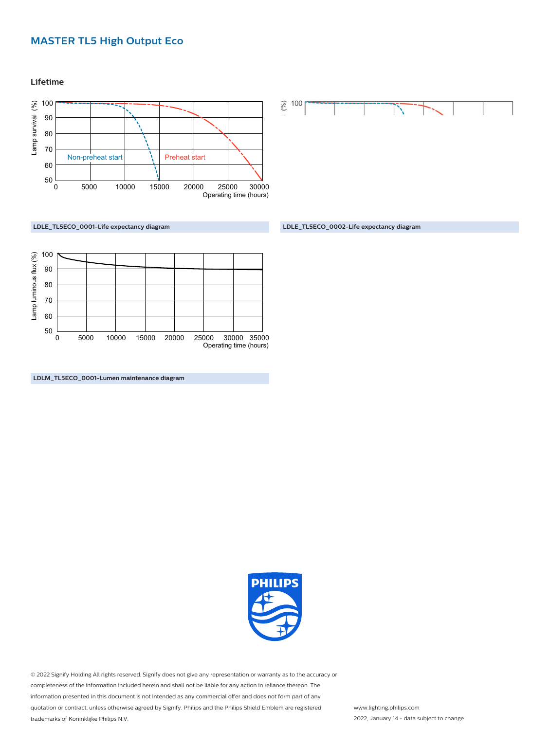## MASTER TL5 High Output Eco

### Lifetime

Lamp survival (%)
100
90
80
70
60
50
0
5000
10000
15000
20000
25000
30000
Operating time (hours)
Non-preheat start
Preheat start

**LDLE_TL5ECO_0001-Life expectancy diagram**

(%)
100

**LDLE_TL5ECO_0002-Life expectancy diagram**

Lamp luminous flux (%)
100
90
80
70
60
50
0
5000
10000
15000
20000
25000
30000
35000
Operating time (hours)

**LDLM_TL5ECO_0001-Lumen maintenance diagram**

© 2022 Signify Holding All rights reserved. Signify does not give any representation or warranty as to the accuracy or completeness of the information included herein and shall not be liable for any action in reliance thereon. The information presented in this document is not intended as any commercial offer and does not form part of any quotation or contract, unless otherwise agreed by Signify. Philips and the Philips Shield Emblem are registered trademarks of Koninklijke Philips N.V.

www.lighting.philips.com
2022, January 14 - data subject to change